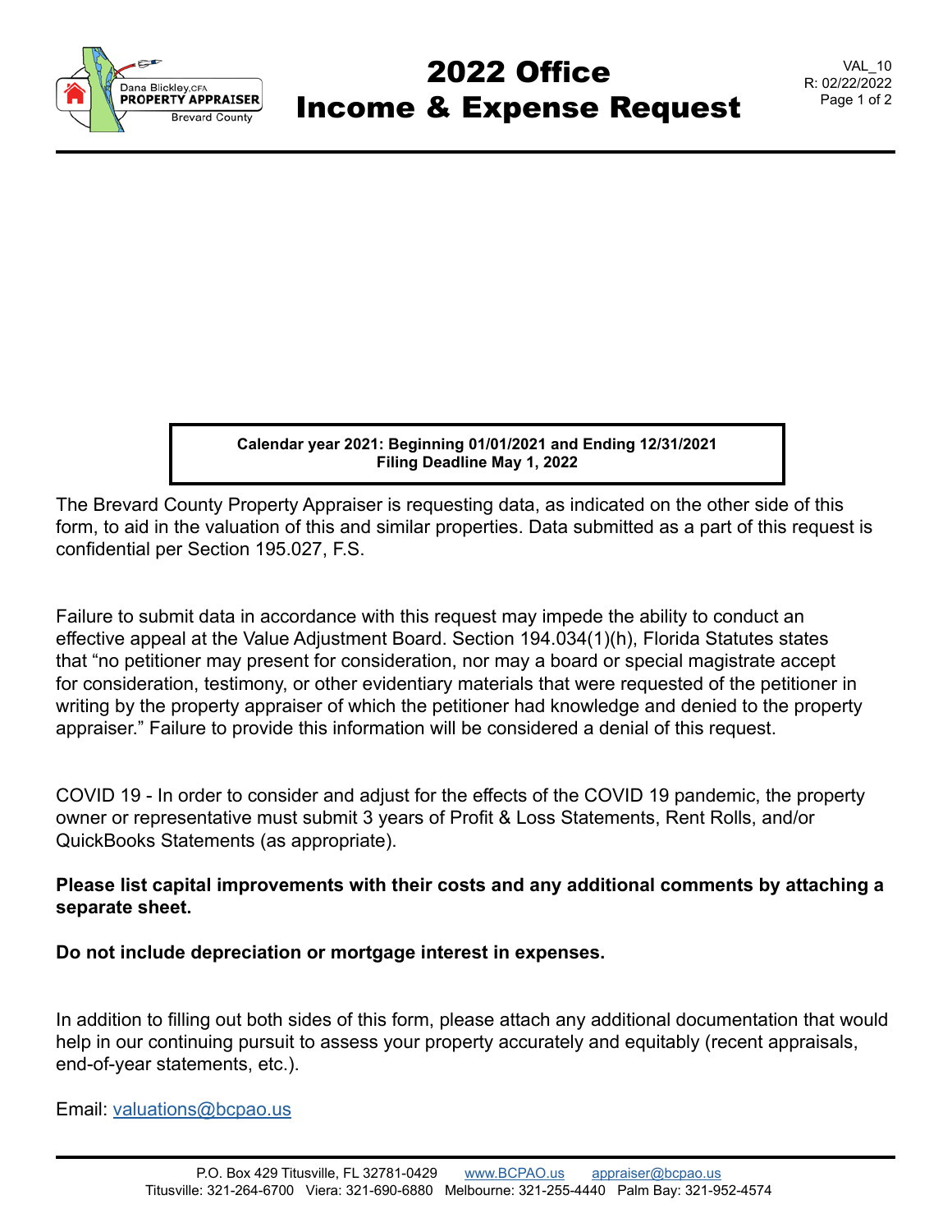# 2022 Office Income & Expense Request

VAL_10
R: 02/22/2022

**Calendar year 2021: Beginning 01/01/2021 and Ending 12/31/2021**
**Filing Deadline May 1, 2022**

The Brevard County Property Appraiser is requesting data, as indicated on the other side of this form, to aid in the valuation of this and similar properties. Data submitted as a part of this request is confidential per Section 195.027, F.S.

Failure to submit data in accordance with this request may impede the ability to conduct an effective appeal at the Value Adjustment Board. Section 194.034(1)(h), Florida Statutes states that "no petitioner may present for consideration, nor may a board or special magistrate accept for consideration, testimony, or other evidentiary materials that were requested of the petitioner in writing by the property appraiser of which the petitioner had knowledge and denied to the property appraiser." Failure to provide this information will be considered a denial of this request.

COVID 19 - In order to consider and adjust for the effects of the COVID 19 pandemic, the property owner or representative must submit 3 years of Profit & Loss Statements, Rent Rolls, and/or QuickBooks Statements (as appropriate).

**Please list capital improvements with their costs and any additional comments by attaching a separate sheet.**

**Do not include depreciation or mortgage interest in expenses.**

In addition to filling out both sides of this form, please attach any additional documentation that would help in our continuing pursuit to assess your property accurately and equitably (recent appraisals, end-of-year statements, etc.).

Email: valuations@bcpao.us

P.O. Box 429 Titusville, FL 32781-0429 www.BCPAO.us appraiser@bcpao.us
Titusville: 321-264-6700 Viera: 321-690-6880 Melbourne: 321-255-4440 Palm Bay: 321-952-4574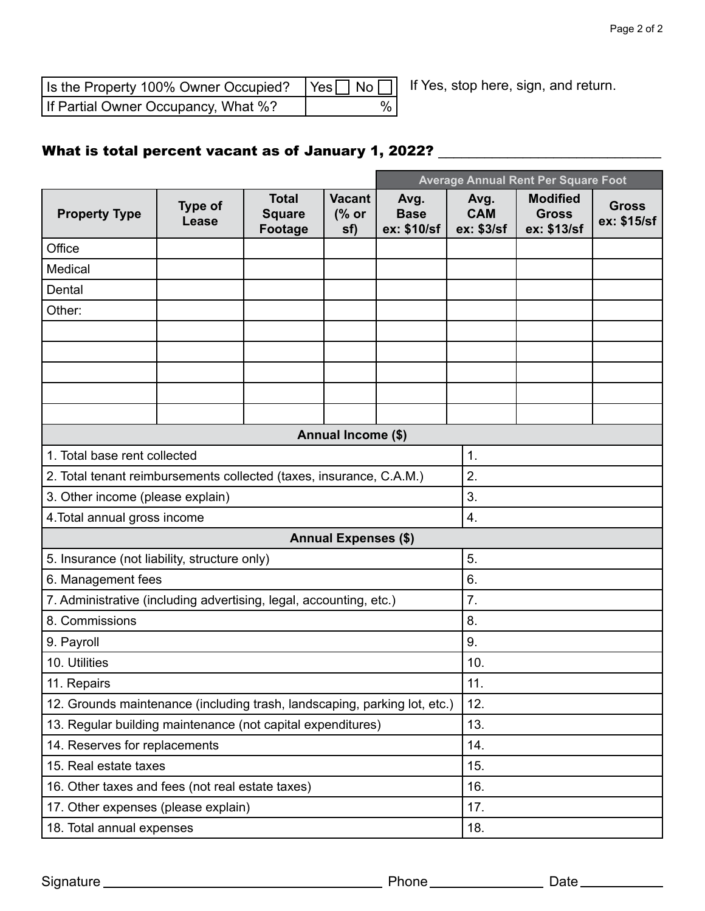| Is the Property 100% Owner Occupied? | Yes ☐ No ☐ |
|---|---|
| If Partial Owner Occupancy, What %? | % |

If Yes, stop here, sign, and return.

**What is total percent vacant as of January 1, 2022?** ____________________________

| | | | | Average Annual Rent Per Square Foot | | | |
|---|---|---|---|---|---|---|---|
| **Property Type** | **Type of Lease** | **Total Square Footage** | **Vacant (% or sf)** | **Avg. Base ex: $10/sf** | **Avg. CAM ex: $3/sf** | **Modified Gross ex: $13/sf** | **Gross ex: $15/sf** |
| Office | | | | | | | |
| Medical | | | | | | | |
| Dental | | | | | | | |
| Other: | | | | | | | |
| | | | | | | | |
| | | | | | | | |
| | | | | | | | |
| | | | | | | | |
| | | | | | | | |

| **Annual Income ($)** | |
|---|---|
| 1. Total base rent collected | 1. |
| 2. Total tenant reimbursements collected (taxes, insurance, C.A.M.) | 2. |
| 3. Other income (please explain) | 3. |
| 4.Total annual gross income | 4. |
| **Annual Expenses ($)** | |
| 5. Insurance (not liability, structure only) | 5. |
| 6. Management fees | 6. |
| 7. Administrative (including advertising, legal, accounting, etc.) | 7. |
| 8. Commissions | 8. |
| 9. Payroll | 9. |
| 10. Utilities | 10. |
| 11. Repairs | 11. |
| 12. Grounds maintenance (including trash, landscaping, parking lot, etc.) | 12. |
| 13. Regular building maintenance (not capital expenditures) | 13. |
| 14. Reserves for replacements | 14. |
| 15. Real estate taxes | 15. |
| 16. Other taxes and fees (not real estate taxes) | 16. |
| 17. Other expenses (please explain) | 17. |
| 18. Total annual expenses | 18. |

Signature ______________________________ Phone ______________ Date __________